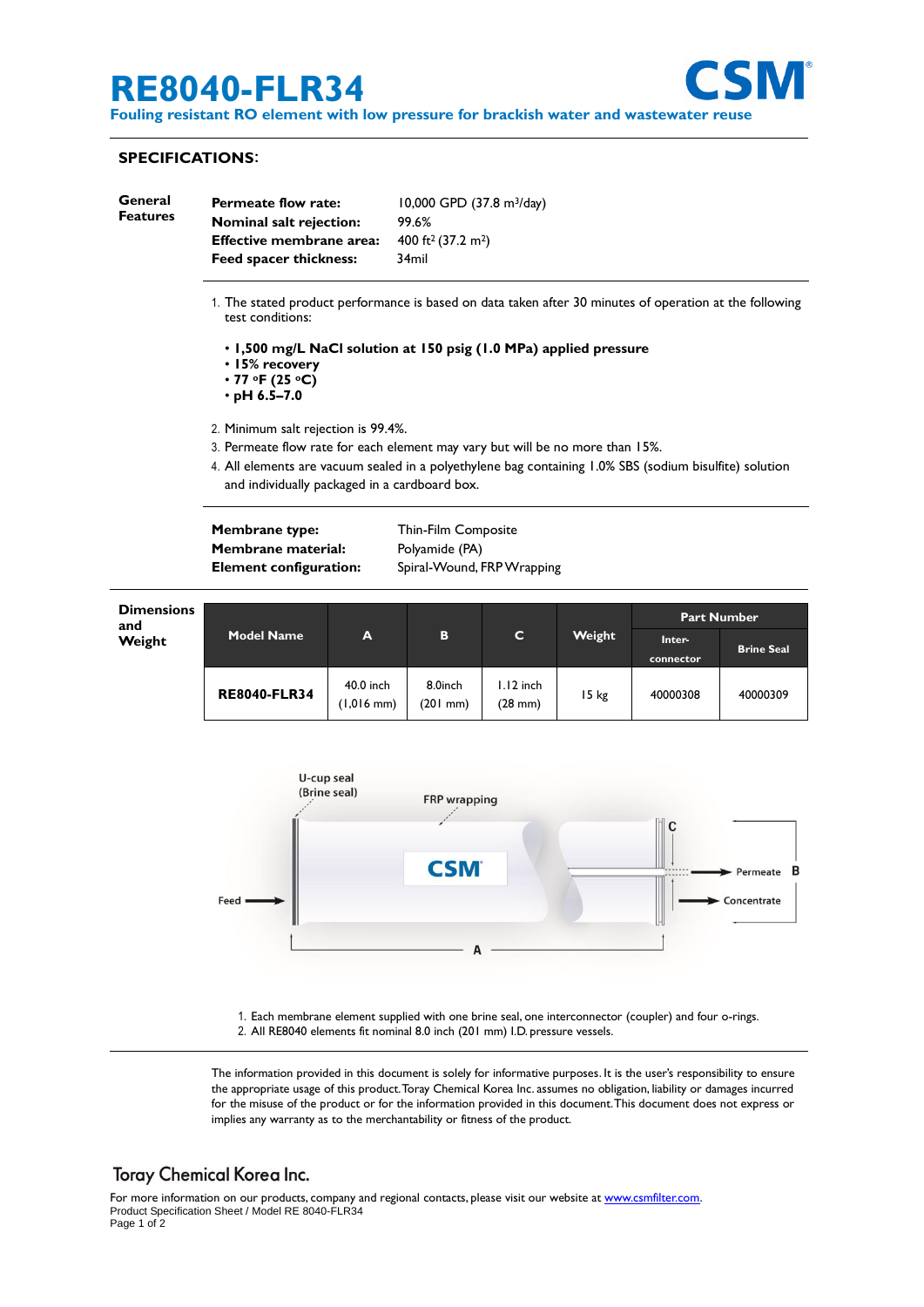# RE8040-FLR34

**Fouling resistant RO element with low pressure for brackish water and wastewater reuse**

CSM®

## SPECIFICATIONS:

**General Features**

| | |
|---|---|
| **Permeate flow rate:** | 10,000 GPD (37.8 $m^3$/day) |
| **Nominal salt rejection:** | 99.6% |
| **Effective membrane area:** | 400 $ft^2$ (37.2 $m^2$) |
| **Feed spacer thickness:** | 34mil |

1. The stated product performance is based on data taken after 30 minutes of operation at the following test conditions:

   - **1,500 mg/L NaCl solution at 150 psig (1.0 MPa) applied pressure**
   - **15% recovery**
   - **77 °F (25 °C)**
   - **pH 6.5–7.0**

2. Minimum salt rejection is 99.4%.
3. Permeate flow rate for each element may vary but will be no more than 15%.
4. All elements are vacuum sealed in a polyethylene bag containing 1.0% SBS (sodium bisulfite) solution and individually packaged in a cardboard box.

| | |
|---|---|
| **Membrane type:** | Thin-Film Composite |
| **Membrane material:** | Polyamide (PA) |
| **Element configuration:** | Spiral-Wound, FRP Wrapping |

**Dimensions and Weight**

| Model Name | A | B | C | Weight | Part Number | |
|---|---|---|---|---|---|---|
| | | | | | Inter-connector | Brine Seal |
| **RE8040-FLR34** | 40.0 inch (1,016 mm) | 8.0inch (201 mm) | 1.12 inch (28 mm) | 15 kg | 40000308 | 40000309 |

U-cup seal (Brine seal) · FRP wrapping · CSM · Feed · Permeate · Concentrate · A · B · C

1. Each membrane element supplied with one brine seal, one interconnector (coupler) and four o-rings.
2. All RE8040 elements fit nominal 8.0 inch (201 mm) I.D. pressure vessels.

The information provided in this document is solely for informative purposes. It is the user's responsibility to ensure the appropriate usage of this product. Toray Chemical Korea Inc. assumes no obligation, liability or damages incurred for the misuse of the product or for the information provided in this document. This document does not express or implies any warranty as to the merchantability or fitness of the product.

**Toray Chemical Korea Inc.**

For more information on our products, company and regional contacts, please visit our website at www.csmfilter.com.
Product Specification Sheet / Model RE 8040-FLR34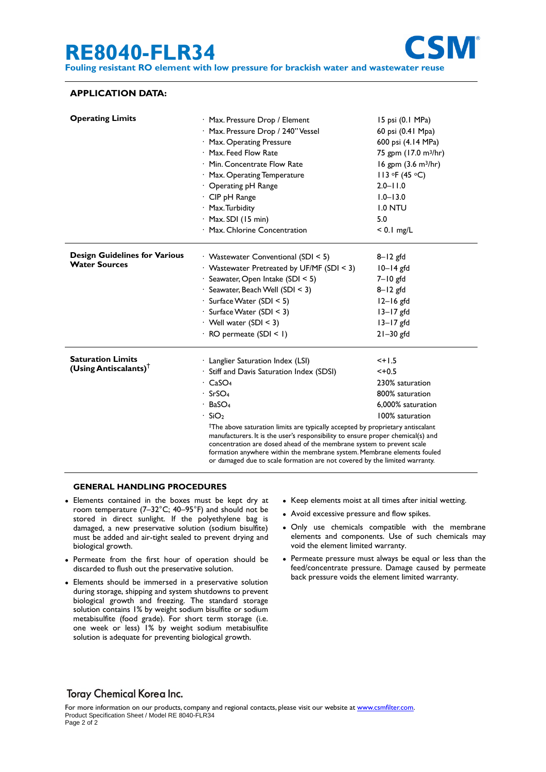# RE8040-FLR34

**Fouling resistant RO element with low pressure for brackish water and wastewater reuse**

CSM

## APPLICATION DATA:

| | | |
|---|---|---|
| **Operating Limits** | · Max. Pressure Drop / Element | 15 psi (0.1 MPa) |
| | · Max. Pressure Drop / 240" Vessel | 60 psi (0.41 Mpa) |
| | · Max. Operating Pressure | 600 psi (4.14 MPa) |
| | · Max. Feed Flow Rate | 75 gpm (17.0 $m^3$/hr) |
| | · Min. Concentrate Flow Rate | 16 gpm (3.6 $m^3$/hr) |
| | · Max. Operating Temperature | 113 °F (45 °C) |
| | · Operating pH Range | 2.0–11.0 |
| | · CIP pH Range | 1.0–13.0 |
| | · Max. Turbidity | 1.0 NTU |
| | · Max. SDI (15 min) | 5.0 |
| | · Max. Chlorine Concentration | < 0.1 mg/L |
| **Design Guidelines for Various Water Sources** | · Wastewater Conventional (SDI < 5) | 8–12 gfd |
| | · Wastewater Pretreated by UF/MF (SDI < 3) | 10–14 gfd |
| | · Seawater, Open Intake (SDI < 5) | 7–10 gfd |
| | · Seawater, Beach Well (SDI < 3) | 8–12 gfd |
| | · Surface Water (SDI < 5) | 12–16 gfd |
| | · Surface Water (SDI < 3) | 13–17 gfd |
| | · Well water (SDI < 3) | 13–17 gfd |
| | · RO permeate (SDI < 1) | 21–30 gfd |
| **Saturation Limits (Using Antiscalants)**[†] | · Langlier Saturation Index (LSI) | <+1.5 |
| | · Stiff and Davis Saturation Index (SDSI) | <+0.5 |
| | · $CaSO_4$ | 230% saturation |
| | · $SrSO_4$ | 800% saturation |
| | · $BaSO_4$ | 6,000% saturation |
| | · $SiO_2$ | 100% saturation |

[†]The above saturation limits are typically accepted by proprietary antiscalant manufacturers. It is the user's responsibility to ensure proper chemical(s) and concentration are dosed ahead of the membrane system to prevent scale formation anywhere within the membrane system. Membrane elements fouled or damaged due to scale formation are not covered by the limited warranty.

### GENERAL HANDLING PROCEDURES

- Elements contained in the boxes must be kept dry at room temperature (7–32°C; 40–95°F) and should not be stored in direct sunlight. If the polyethylene bag is damaged, a new preservative solution (sodium bisulfite) must be added and air-tight sealed to prevent drying and biological growth.
- Permeate from the first hour of operation should be discarded to flush out the preservative solution.
- Elements should be immersed in a preservative solution during storage, shipping and system shutdowns to prevent biological growth and freezing. The standard storage solution contains 1% by weight sodium bisulfite or sodium metabisulfite (food grade). For short term storage (i.e. one week or less) 1% by weight sodium metabisulfite solution is adequate for preventing biological growth.
- Keep elements moist at all times after initial wetting.
- Avoid excessive pressure and flow spikes.
- Only use chemicals compatible with the membrane elements and components. Use of such chemicals may void the element limited warranty.
- Permeate pressure must always be equal or less than the feed/concentrate pressure. Damage caused by permeate back pressure voids the element limited warranty.

Toray Chemical Korea Inc.

For more information on our products, company and regional contacts, please visit our website at www.csmfilter.com.

Product Specification Sheet / Model RE 8040-FLR34